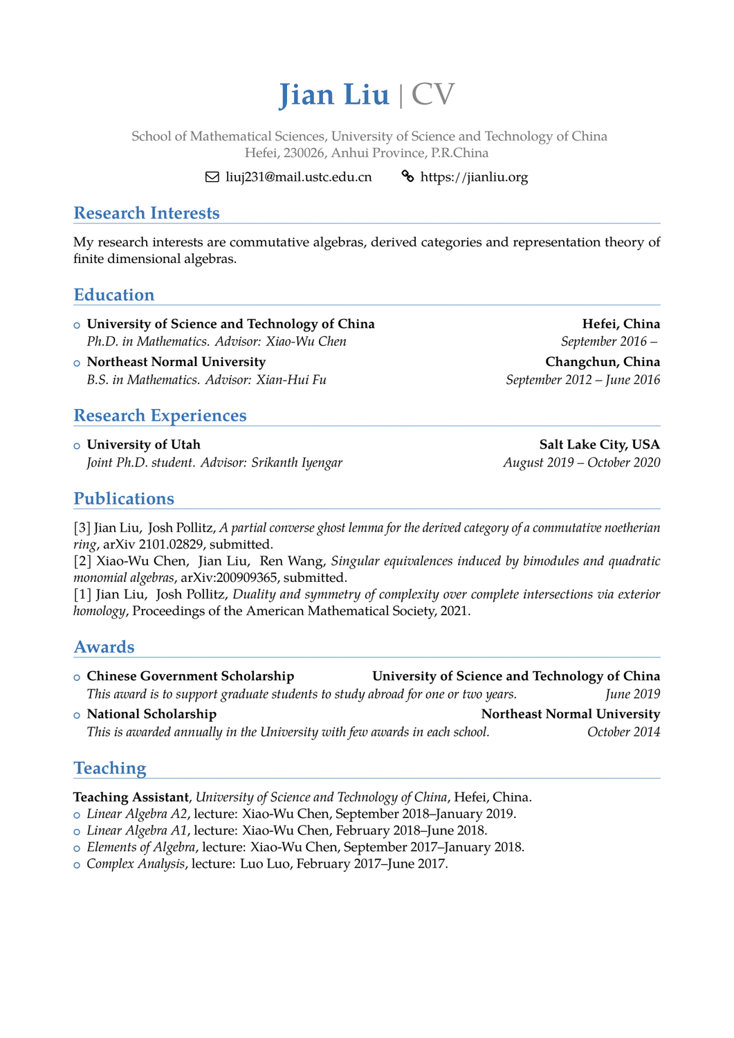# Jian Liu | CV

School of Mathematical Sciences, University of Science and Technology of China
Hefei, 230026, Anhui Province, P.R.China

liuj231@mail.ustc.edu.cn    https://jianliu.org

## Research Interests

My research interests are commutative algebras, derived categories and representation theory of finite dimensional algebras.

## Education

- **University of Science and Technology of China** — **Hefei, China**
  *Ph.D. in Mathematics. Advisor: Xiao-Wu Chen* — *September 2016 –*
- **Northeast Normal University** — **Changchun, China**
  *B.S. in Mathematics. Advisor: Xian-Hui Fu* — *September 2012 – June 2016*

## Research Experiences

- **University of Utah** — **Salt Lake City, USA**
  *Joint Ph.D. student. Advisor: Srikanth Iyengar* — *August 2019 – October 2020*

## Publications

[3] Jian Liu, Josh Pollitz, *A partial converse ghost lemma for the derived category of a commutative noetherian ring*, arXiv 2101.02829, submitted.
[2] Xiao-Wu Chen, Jian Liu, Ren Wang, *Singular equivalences induced by bimodules and quadratic monomial algebras*, arXiv:200909365, submitted.
[1] Jian Liu, Josh Pollitz, *Duality and symmetry of complexity over complete intersections via exterior homology*, Proceedings of the American Mathematical Society, 2021.

## Awards

- **Chinese Government Scholarship** — **University of Science and Technology of China**
  *This award is to support graduate students to study abroad for one or two years.* — *June 2019*
- **National Scholarship** — **Northeast Normal University**
  *This is awarded annually in the University with few awards in each school.* — *October 2014*

## Teaching

**Teaching Assistant**, *University of Science and Technology of China*, Hefei, China.

- *Linear Algebra A2*, lecture: Xiao-Wu Chen, September 2018–January 2019.
- *Linear Algebra A1*, lecture: Xiao-Wu Chen, February 2018–June 2018.
- *Elements of Algebra*, lecture: Xiao-Wu Chen, September 2017–January 2018.
- *Complex Analysis*, lecture: Luo Luo, February 2017–June 2017.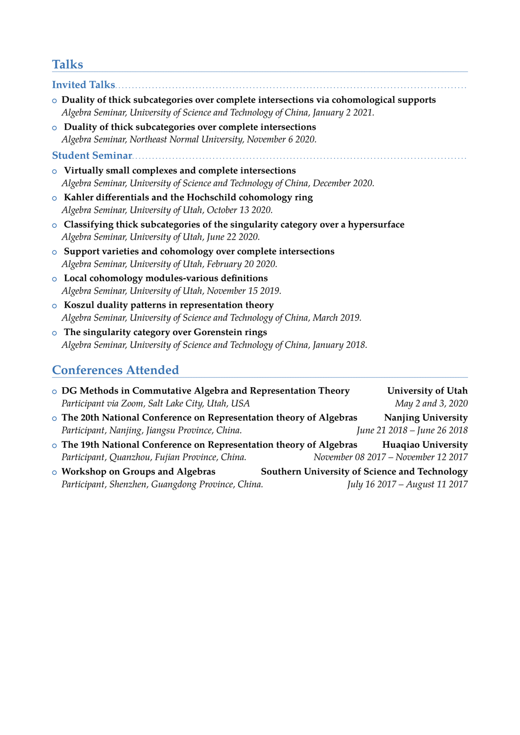## Talks

### Invited Talks

- **Duality of thick subcategories over complete intersections via cohomological supports**
  *Algebra Seminar, University of Science and Technology of China, January 2 2021.*
- **Duality of thick subcategories over complete intersections**
  *Algebra Seminar, Northeast Normal University, November 6 2020.*

### Student Seminar

- **Virtually small complexes and complete intersections**
  *Algebra Seminar, University of Science and Technology of China, December 2020.*
- **Kahler differentials and the Hochschild cohomology ring**
  *Algebra Seminar, University of Utah, October 13 2020.*
- **Classifying thick subcategories of the singularity category over a hypersurface**
  *Algebra Seminar, University of Utah, June 22 2020.*
- **Support varieties and cohomology over complete intersections**
  *Algebra Seminar, University of Utah, February 20 2020.*
- **Local cohomology modules-various definitions**
  *Algebra Seminar, University of Utah, November 15 2019.*
- **Koszul duality patterns in representation theory**
  *Algebra Seminar, University of Science and Technology of China, March 2019.*
- **The singularity category over Gorenstein rings**
  *Algebra Seminar, University of Science and Technology of China, January 2018.*

## Conferences Attended

- **DG Methods in Commutative Algebra and Representation Theory** — **University of Utah**
  *Participant via Zoom, Salt Lake City, Utah, USA* — *May 2 and 3, 2020*
- **The 20th National Conference on Representation theory of Algebras** — **Nanjing University**
  *Participant, Nanjing, Jiangsu Province, China.* — *June 21 2018 – June 26 2018*
- **The 19th National Conference on Representation theory of Algebras** — **Huaqiao University**
  *Participant, Quanzhou, Fujian Province, China.* — *November 08 2017 – November 12 2017*
- **Workshop on Groups and Algebras** — **Southern University of Science and Technology**
  *Participant, Shenzhen, Guangdong Province, China.* — *July 16 2017 – August 11 2017*